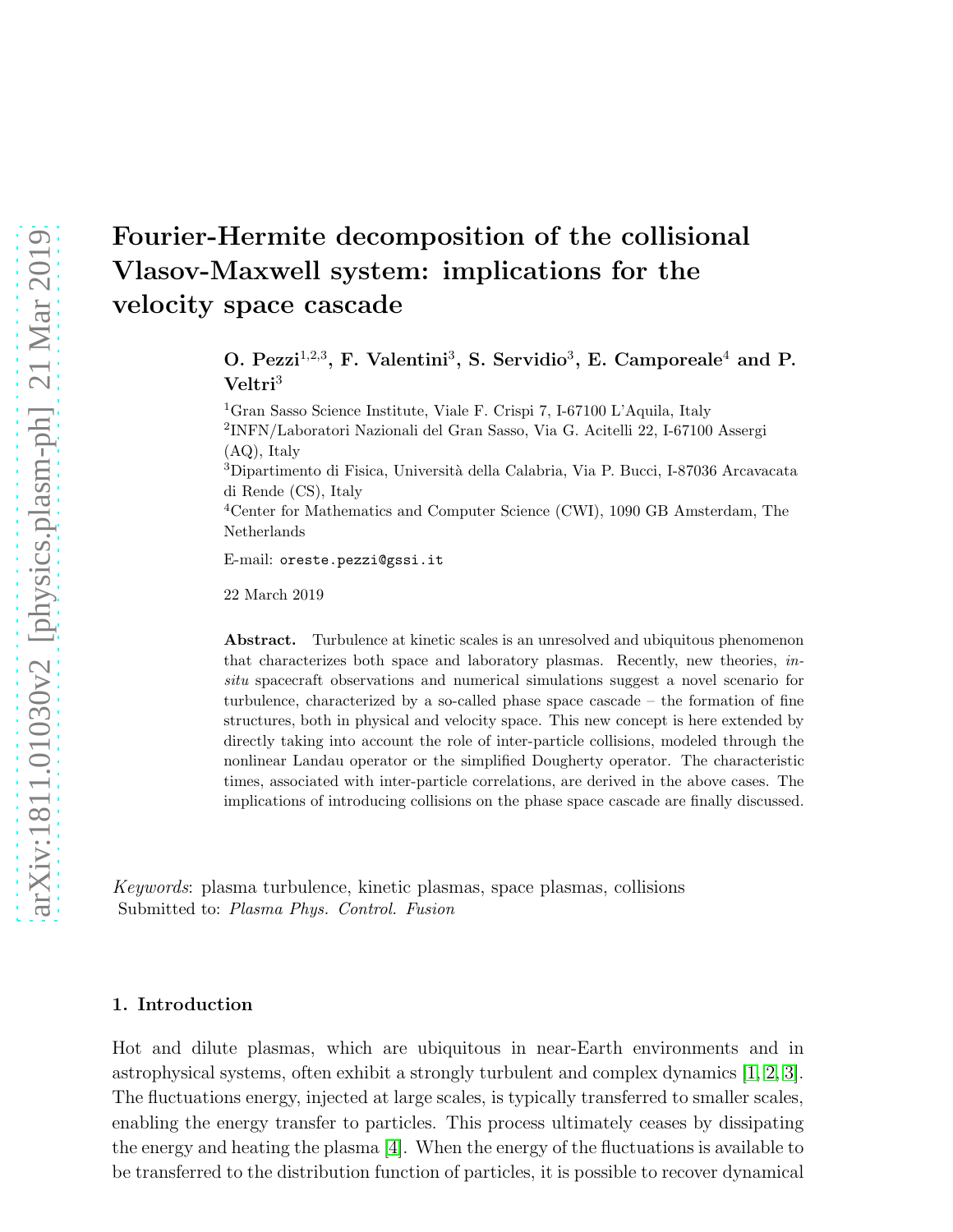# Fourier-Hermite decomposition of the collisional Vlasov-Maxwell system: implications for the velocity space cascade

**O. Pezzi[1,2,3], F. Valentini[3], S. Servidio[3], E. Camporeale[4] and P. Veltri[3]**

[1]Gran Sasso Science Institute, Viale F. Crispi 7, I-67100 L'Aquila, Italy

[2]INFN/Laboratori Nazionali del Gran Sasso, Via G. Acitelli 22, I-67100 Assergi (AQ), Italy

[3]Dipartimento di Fisica, Università della Calabria, Via P. Bucci, I-87036 Arcavacata di Rende (CS), Italy

[4]Center for Mathematics and Computer Science (CWI), 1090 GB Amsterdam, The Netherlands

E-mail: `oreste.pezzi@gssi.it`

22 March 2019

**Abstract.** Turbulence at kinetic scales is an unresolved and ubiquitous phenomenon that characterizes both space and laboratory plasmas. Recently, new theories, *in-situ* spacecraft observations and numerical simulations suggest a novel scenario for turbulence, characterized by a so-called phase space cascade – the formation of fine structures, both in physical and velocity space. This new concept is here extended by directly taking into account the role of inter-particle collisions, modeled through the nonlinear Landau operator or the simplified Dougherty operator. The characteristic times, associated with inter-particle correlations, are derived in the above cases. The implications of introducing collisions on the phase space cascade are finally discussed.

*Keywords*: plasma turbulence, kinetic plasmas, space plasmas, collisions

Submitted to: *Plasma Phys. Control. Fusion*

## 1. Introduction

Hot and dilute plasmas, which are ubiquitous in near-Earth environments and in astrophysical systems, often exhibit a strongly turbulent and complex dynamics [1, 2, 3]. The fluctuations energy, injected at large scales, is typically transferred to smaller scales, enabling the energy transfer to particles. This process ultimately ceases by dissipating the energy and heating the plasma [4]. When the energy of the fluctuations is available to be transferred to the distribution function of particles, it is possible to recover dynamical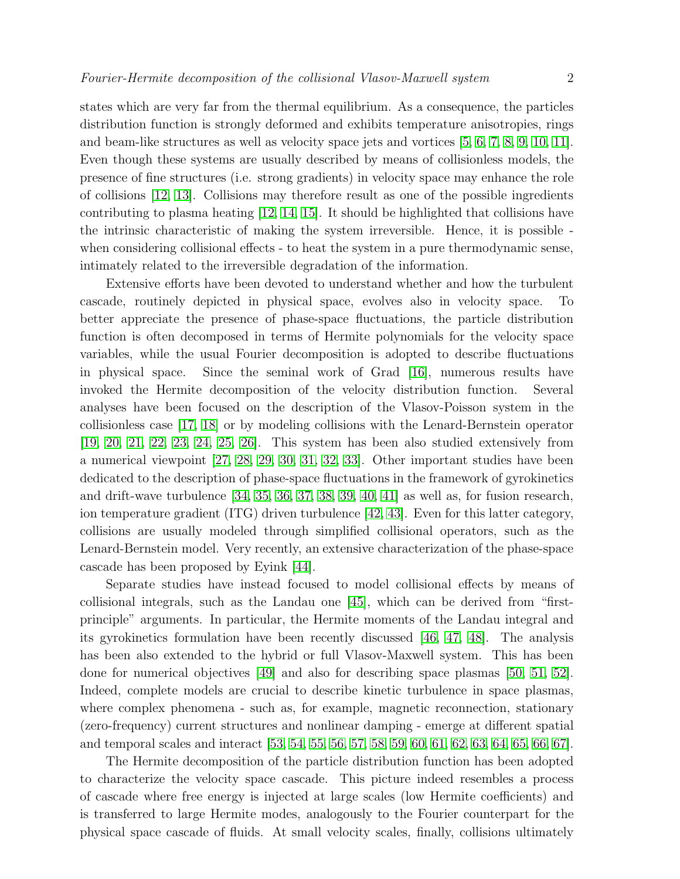states which are very far from the thermal equilibrium. As a consequence, the particles distribution function is strongly deformed and exhibits temperature anisotropies, rings and beam-like structures as well as velocity space jets and vortices [5, 6, 7, 8, 9, 10, 11]. Even though these systems are usually described by means of collisionless models, the presence of fine structures (i.e. strong gradients) in velocity space may enhance the role of collisions [12, 13]. Collisions may therefore result as one of the possible ingredients contributing to plasma heating [12, 14, 15]. It should be highlighted that collisions have the intrinsic characteristic of making the system irreversible. Hence, it is possible - when considering collisional effects - to heat the system in a pure thermodynamic sense, intimately related to the irreversible degradation of the information.

Extensive efforts have been devoted to understand whether and how the turbulent cascade, routinely depicted in physical space, evolves also in velocity space. To better appreciate the presence of phase-space fluctuations, the particle distribution function is often decomposed in terms of Hermite polynomials for the velocity space variables, while the usual Fourier decomposition is adopted to describe fluctuations in physical space. Since the seminal work of Grad [16], numerous results have invoked the Hermite decomposition of the velocity distribution function. Several analyses have been focused on the description of the Vlasov-Poisson system in the collisionless case [17, 18] or by modeling collisions with the Lenard-Bernstein operator [19, 20, 21, 22, 23, 24, 25, 26]. This system has been also studied extensively from a numerical viewpoint [27, 28, 29, 30, 31, 32, 33]. Other important studies have been dedicated to the description of phase-space fluctuations in the framework of gyrokinetics and drift-wave turbulence [34, 35, 36, 37, 38, 39, 40, 41] as well as, for fusion research, ion temperature gradient (ITG) driven turbulence [42, 43]. Even for this latter category, collisions are usually modeled through simplified collisional operators, such as the Lenard-Bernstein model. Very recently, an extensive characterization of the phase-space cascade has been proposed by Eyink [44].

Separate studies have instead focused to model collisional effects by means of collisional integrals, such as the Landau one [45], which can be derived from "first-principle" arguments. In particular, the Hermite moments of the Landau integral and its gyrokinetics formulation have been recently discussed [46, 47, 48]. The analysis has been also extended to the hybrid or full Vlasov-Maxwell system. This has been done for numerical objectives [49] and also for describing space plasmas [50, 51, 52]. Indeed, complete models are crucial to describe kinetic turbulence in space plasmas, where complex phenomena - such as, for example, magnetic reconnection, stationary (zero-frequency) current structures and nonlinear damping - emerge at different spatial and temporal scales and interact [53, 54, 55, 56, 57, 58, 59, 60, 61, 62, 63, 64, 65, 66, 67].

The Hermite decomposition of the particle distribution function has been adopted to characterize the velocity space cascade. This picture indeed resembles a process of cascade where free energy is injected at large scales (low Hermite coefficients) and is transferred to large Hermite modes, analogously to the Fourier counterpart for the physical space cascade of fluids. At small velocity scales, finally, collisions ultimately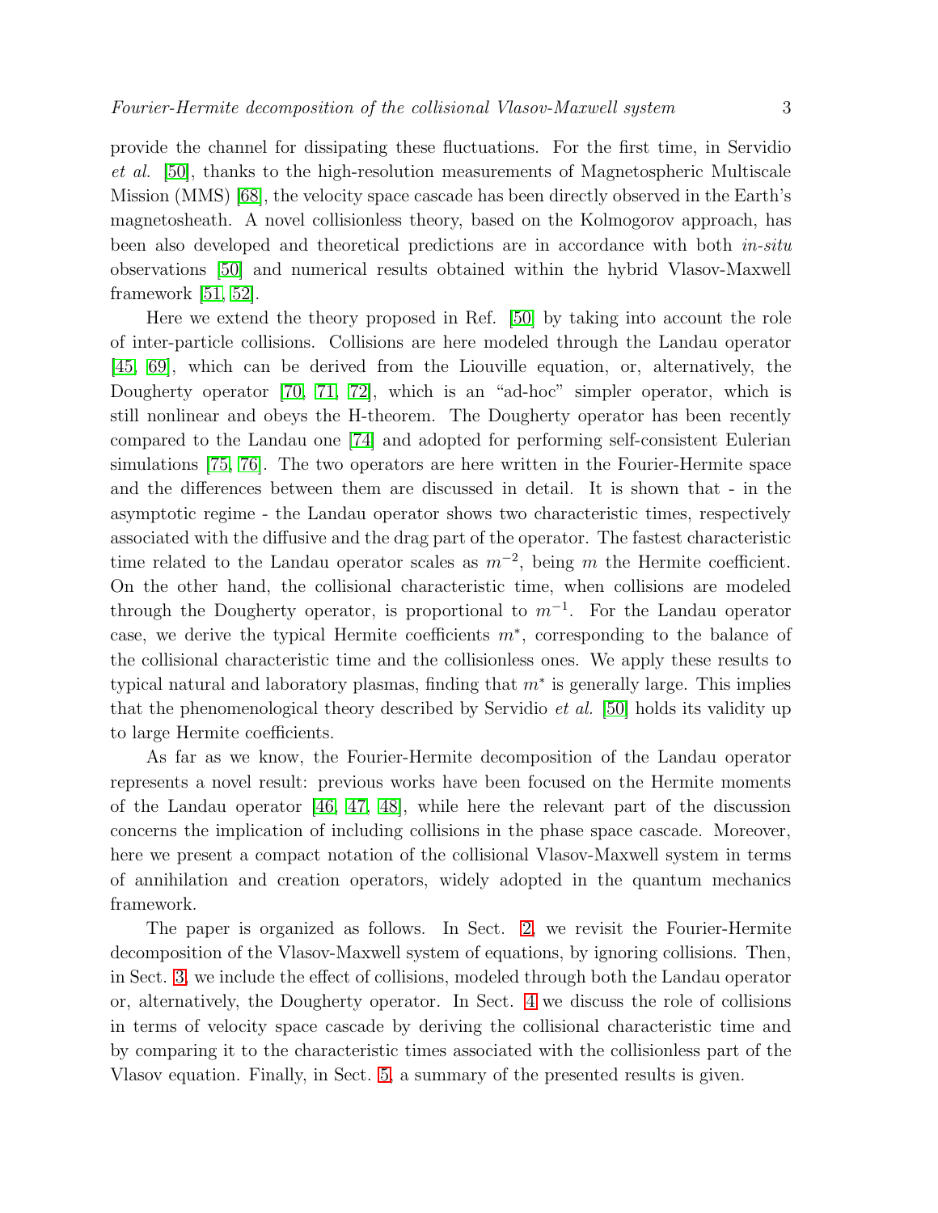provide the channel for dissipating these fluctuations. For the first time, in Servidio *et al.* [50], thanks to the high-resolution measurements of Magnetospheric Multiscale Mission (MMS) [68], the velocity space cascade has been directly observed in the Earth's magnetosheath. A novel collisionless theory, based on the Kolmogorov approach, has been also developed and theoretical predictions are in accordance with both *in-situ* observations [50] and numerical results obtained within the hybrid Vlasov-Maxwell framework [51, 52].

Here we extend the theory proposed in Ref. [50] by taking into account the role of inter-particle collisions. Collisions are here modeled through the Landau operator [45, 69], which can be derived from the Liouville equation, or, alternatively, the Dougherty operator [70, 71, 72], which is an "ad-hoc" simpler operator, which is still nonlinear and obeys the H-theorem. The Dougherty operator has been recently compared to the Landau one [74] and adopted for performing self-consistent Eulerian simulations [75, 76]. The two operators are here written in the Fourier-Hermite space and the differences between them are discussed in detail. It is shown that - in the asymptotic regime - the Landau operator shows two characteristic times, respectively associated with the diffusive and the drag part of the operator. The fastest characteristic time related to the Landau operator scales as $m^{-2}$, being $m$ the Hermite coefficient. On the other hand, the collisional characteristic time, when collisions are modeled through the Dougherty operator, is proportional to $m^{-1}$. For the Landau operator case, we derive the typical Hermite coefficients $m^*$, corresponding to the balance of the collisional characteristic time and the collisionless ones. We apply these results to typical natural and laboratory plasmas, finding that $m^*$ is generally large. This implies that the phenomenological theory described by Servidio *et al.* [50] holds its validity up to large Hermite coefficients.

As far as we know, the Fourier-Hermite decomposition of the Landau operator represents a novel result: previous works have been focused on the Hermite moments of the Landau operator [46, 47, 48], while here the relevant part of the discussion concerns the implication of including collisions in the phase space cascade. Moreover, here we present a compact notation of the collisional Vlasov-Maxwell system in terms of annihilation and creation operators, widely adopted in the quantum mechanics framework.

The paper is organized as follows. In Sect. 2, we revisit the Fourier-Hermite decomposition of the Vlasov-Maxwell system of equations, by ignoring collisions. Then, in Sect. 3, we include the effect of collisions, modeled through both the Landau operator or, alternatively, the Dougherty operator. In Sect. 4 we discuss the role of collisions in terms of velocity space cascade by deriving the collisional characteristic time and by comparing it to the characteristic times associated with the collisionless part of the Vlasov equation. Finally, in Sect. 5, a summary of the presented results is given.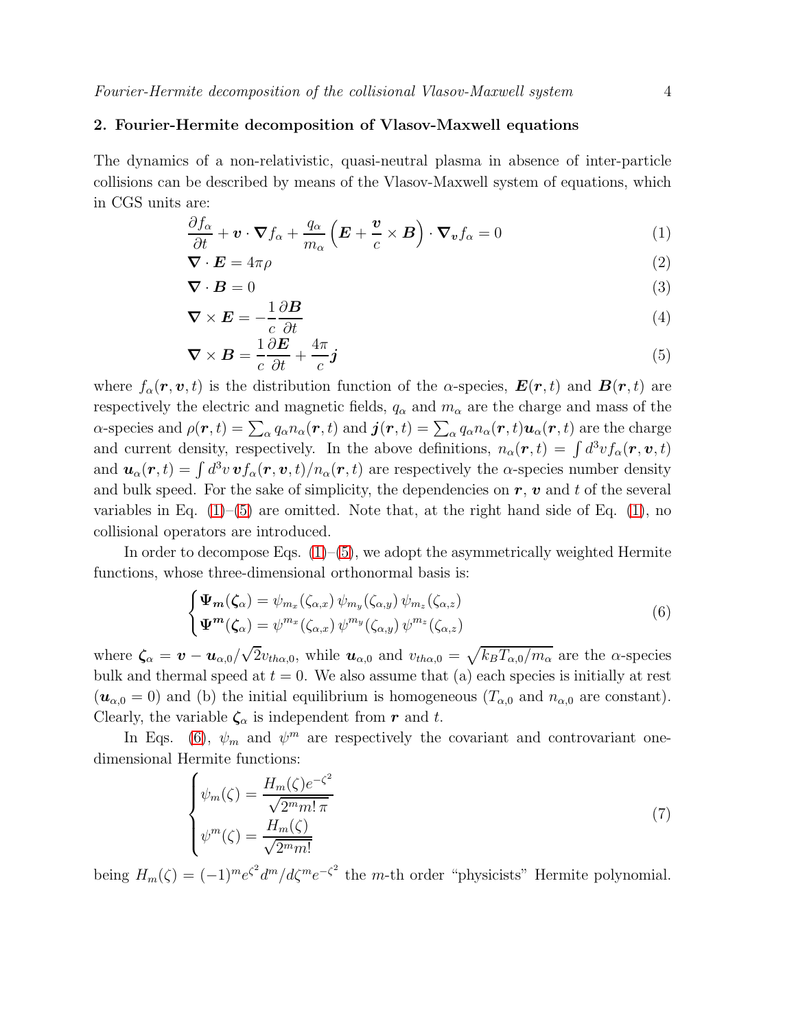## 2. Fourier-Hermite decomposition of Vlasov-Maxwell equations

The dynamics of a non-relativistic, quasi-neutral plasma in absence of inter-particle collisions can be described by means of the Vlasov-Maxwell system of equations, which in CGS units are:

$$\frac{\partial f_\alpha}{\partial t} + \boldsymbol{v} \cdot \boldsymbol{\nabla} f_\alpha + \frac{q_\alpha}{m_\alpha}\left(\boldsymbol{E} + \frac{\boldsymbol{v}}{c} \times \boldsymbol{B}\right) \cdot \boldsymbol{\nabla}_{\boldsymbol{v}} f_\alpha = 0 \tag{1}$$

$$\boldsymbol{\nabla} \cdot \boldsymbol{E} = 4\pi\rho \tag{2}$$

$$\boldsymbol{\nabla} \cdot \boldsymbol{B} = 0 \tag{3}$$

$$\boldsymbol{\nabla} \times \boldsymbol{E} = -\frac{1}{c}\frac{\partial \boldsymbol{B}}{\partial t} \tag{4}$$

$$\boldsymbol{\nabla} \times \boldsymbol{B} = \frac{1}{c}\frac{\partial \boldsymbol{E}}{\partial t} + \frac{4\pi}{c}\boldsymbol{j} \tag{5}$$

where $f_\alpha(\boldsymbol{r}, \boldsymbol{v}, t)$ is the distribution function of the $\alpha$-species, $\boldsymbol{E}(\boldsymbol{r}, t)$ and $\boldsymbol{B}(\boldsymbol{r}, t)$ are respectively the electric and magnetic fields, $q_\alpha$ and $m_\alpha$ are the charge and mass of the $\alpha$-species and $\rho(\boldsymbol{r}, t) = \sum_\alpha q_\alpha n_\alpha(\boldsymbol{r}, t)$ and $\boldsymbol{j}(\boldsymbol{r}, t) = \sum_\alpha q_\alpha n_\alpha(\boldsymbol{r}, t)\boldsymbol{u}_\alpha(\boldsymbol{r}, t)$ are the charge and current density, respectively. In the above definitions, $n_\alpha(\boldsymbol{r}, t) = \int d^3v f_\alpha(\boldsymbol{r}, \boldsymbol{v}, t)$ and $\boldsymbol{u}_\alpha(\boldsymbol{r}, t) = \int d^3v\, \boldsymbol{v} f_\alpha(\boldsymbol{r}, \boldsymbol{v}, t)/n_\alpha(\boldsymbol{r}, t)$ are respectively the $\alpha$-species number density and bulk speed. For the sake of simplicity, the dependencies on $\boldsymbol{r}$, $\boldsymbol{v}$ and $t$ of the several variables in Eq. (1)–(5) are omitted. Note that, at the right hand side of Eq. (1), no collisional operators are introduced.

In order to decompose Eqs. (1)–(5), we adopt the asymmetrically weighted Hermite functions, whose three-dimensional orthonormal basis is:

$$\begin{cases} \boldsymbol{\Psi}_{\boldsymbol{m}}(\boldsymbol{\zeta}_\alpha) = \psi_{m_x}(\zeta_{\alpha,x})\, \psi_{m_y}(\zeta_{\alpha,y})\, \psi_{m_z}(\zeta_{\alpha,z}) \\ \boldsymbol{\Psi}^{\boldsymbol{m}}(\boldsymbol{\zeta}_\alpha) = \psi^{m_x}(\zeta_{\alpha,x})\, \psi^{m_y}(\zeta_{\alpha,y})\, \psi^{m_z}(\zeta_{\alpha,z}) \end{cases} \tag{6}$$

where $\boldsymbol{\zeta}_\alpha = \boldsymbol{v} - \boldsymbol{u}_{\alpha,0}/\sqrt{2}v_{th\alpha,0}$, while $\boldsymbol{u}_{\alpha,0}$ and $v_{th\alpha,0} = \sqrt{k_B T_{\alpha,0}/m_\alpha}$ are the $\alpha$-species bulk and thermal speed at $t = 0$. We also assume that (a) each species is initially at rest ($\boldsymbol{u}_{\alpha,0} = 0$) and (b) the initial equilibrium is homogeneous ($T_{\alpha,0}$ and $n_{\alpha,0}$ are constant). Clearly, the variable $\boldsymbol{\zeta}_\alpha$ is independent from $\boldsymbol{r}$ and $t$.

In Eqs. (6), $\psi_m$ and $\psi^m$ are respectively the covariant and controvariant one-dimensional Hermite functions:

$$\begin{cases} \psi_m(\zeta) = \dfrac{H_m(\zeta)e^{-\zeta^2}}{\sqrt{2^m m!\,\pi}} \\ \psi^m(\zeta) = \dfrac{H_m(\zeta)}{\sqrt{2^m m!}} \end{cases} \tag{7}$$

being $H_m(\zeta) = (-1)^m e^{\zeta^2} d^m/d\zeta^m e^{-\zeta^2}$ the $m$-th order "physicists" Hermite polynomial.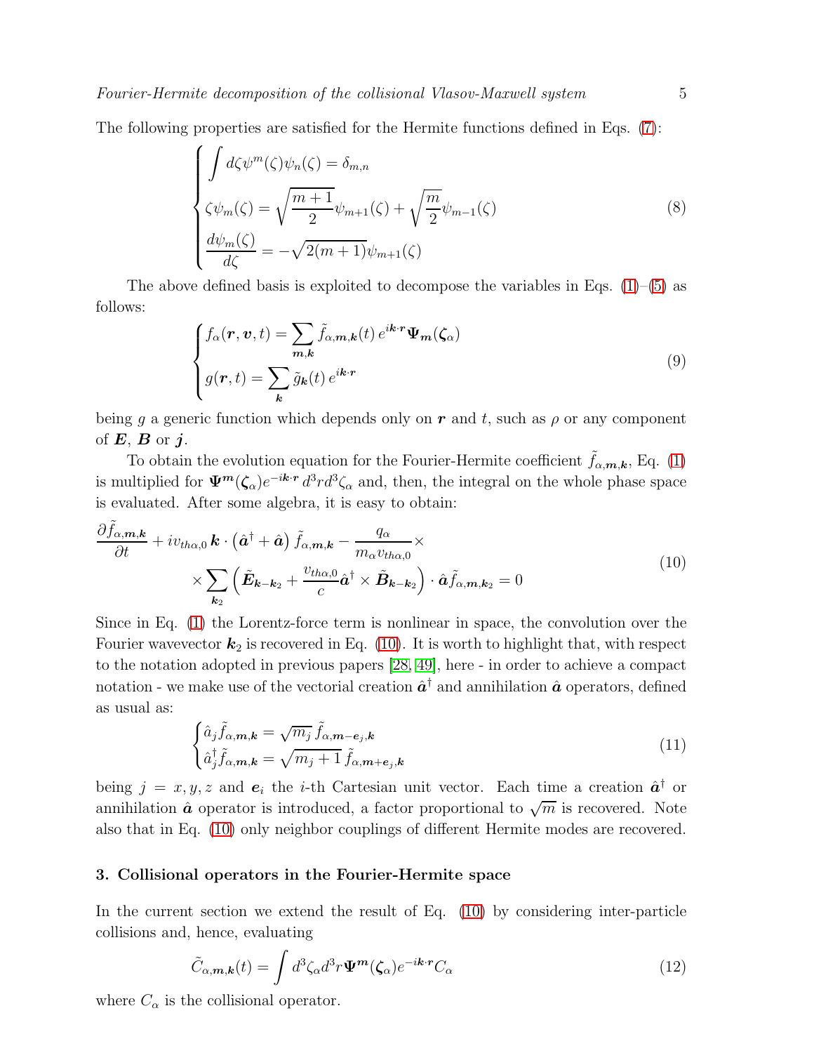The following properties are satisfied for the Hermite functions defined in Eqs. (7):

$$
\begin{cases}
\displaystyle\int d\zeta \psi^m(\zeta)\psi_n(\zeta) = \delta_{m,n} \\
\zeta\psi_m(\zeta) = \sqrt{\dfrac{m+1}{2}}\psi_{m+1}(\zeta) + \sqrt{\dfrac{m}{2}}\psi_{m-1}(\zeta) \\
\dfrac{d\psi_m(\zeta)}{d\zeta} = -\sqrt{2(m+1)}\psi_{m+1}(\zeta)
\end{cases}
\tag{8}
$$

The above defined basis is exploited to decompose the variables in Eqs. (1)–(5) as follows:

$$
\begin{cases}
f_\alpha(\boldsymbol{r}, \boldsymbol{v}, t) = \displaystyle\sum_{\boldsymbol{m},\boldsymbol{k}} \tilde{f}_{\alpha,\boldsymbol{m},\boldsymbol{k}}(t)\, e^{i\boldsymbol{k}\cdot\boldsymbol{r}} \boldsymbol{\Psi_m}(\boldsymbol{\zeta}_\alpha) \\
g(\boldsymbol{r}, t) = \displaystyle\sum_{\boldsymbol{k}} \tilde{g}_{\boldsymbol{k}}(t)\, e^{i\boldsymbol{k}\cdot\boldsymbol{r}}
\end{cases}
\tag{9}
$$

being $g$ a generic function which depends only on $\boldsymbol{r}$ and $t$, such as $\rho$ or any component of $\boldsymbol{E}$, $\boldsymbol{B}$ or $\boldsymbol{j}$.

To obtain the evolution equation for the Fourier-Hermite coefficient $\tilde{f}_{\alpha,\boldsymbol{m},\boldsymbol{k}}$, Eq. (1) is multiplied for $\boldsymbol{\Psi^m}(\boldsymbol{\zeta}_\alpha)e^{-i\boldsymbol{k}\cdot\boldsymbol{r}}\, d^3r d^3\zeta_\alpha$ and, then, the integral on the whole phase space is evaluated. After some algebra, it is easy to obtain:

$$
\begin{aligned}
\frac{\partial \tilde{f}_{\alpha,\boldsymbol{m},\boldsymbol{k}}}{\partial t} + i v_{th\alpha,0}\, \boldsymbol{k}\cdot\left(\hat{\boldsymbol{a}}^\dagger + \hat{\boldsymbol{a}}\right)\tilde{f}_{\alpha,\boldsymbol{m},\boldsymbol{k}} - \frac{q_\alpha}{m_\alpha v_{th\alpha,0}} \times \\
\times \sum_{\boldsymbol{k}_2}\left(\tilde{\boldsymbol{E}}_{\boldsymbol{k}-\boldsymbol{k}_2} + \frac{v_{th\alpha,0}}{c}\hat{\boldsymbol{a}}^\dagger \times \tilde{\boldsymbol{B}}_{\boldsymbol{k}-\boldsymbol{k}_2}\right)\cdot \hat{\boldsymbol{a}}\tilde{f}_{\alpha,\boldsymbol{m},\boldsymbol{k}_2} = 0
\end{aligned}
\tag{10}
$$

Since in Eq. (1) the Lorentz-force term is nonlinear in space, the convolution over the Fourier wavevector $\boldsymbol{k}_2$ is recovered in Eq. (10). It is worth to highlight that, with respect to the notation adopted in previous papers [28, 49], here - in order to achieve a compact notation - we make use of the vectorial creation $\hat{\boldsymbol{a}}^\dagger$ and annihilation $\hat{\boldsymbol{a}}$ operators, defined as usual as:

$$
\begin{cases}
\hat{a}_j \tilde{f}_{\alpha,\boldsymbol{m},\boldsymbol{k}} = \sqrt{m_j}\,\tilde{f}_{\alpha,\boldsymbol{m}-\boldsymbol{e}_j,\boldsymbol{k}} \\
\hat{a}_j^\dagger \tilde{f}_{\alpha,\boldsymbol{m},\boldsymbol{k}} = \sqrt{m_j+1}\,\tilde{f}_{\alpha,\boldsymbol{m}+\boldsymbol{e}_j,\boldsymbol{k}}
\end{cases}
\tag{11}
$$

being $j = x, y, z$ and $\boldsymbol{e}_i$ the $i$-th Cartesian unit vector. Each time a creation $\hat{\boldsymbol{a}}^\dagger$ or annihilation $\hat{\boldsymbol{a}}$ operator is introduced, a factor proportional to $\sqrt{m}$ is recovered. Note also that in Eq. (10) only neighbor couplings of different Hermite modes are recovered.

## 3. Collisional operators in the Fourier-Hermite space

In the current section we extend the result of Eq. (10) by considering inter-particle collisions and, hence, evaluating

$$
\tilde{C}_{\alpha,\boldsymbol{m},\boldsymbol{k}}(t) = \int d^3\zeta_\alpha d^3r\, \boldsymbol{\Psi^m}(\boldsymbol{\zeta}_\alpha)e^{-i\boldsymbol{k}\cdot\boldsymbol{r}} C_\alpha
\tag{12}
$$

where $C_\alpha$ is the collisional operator.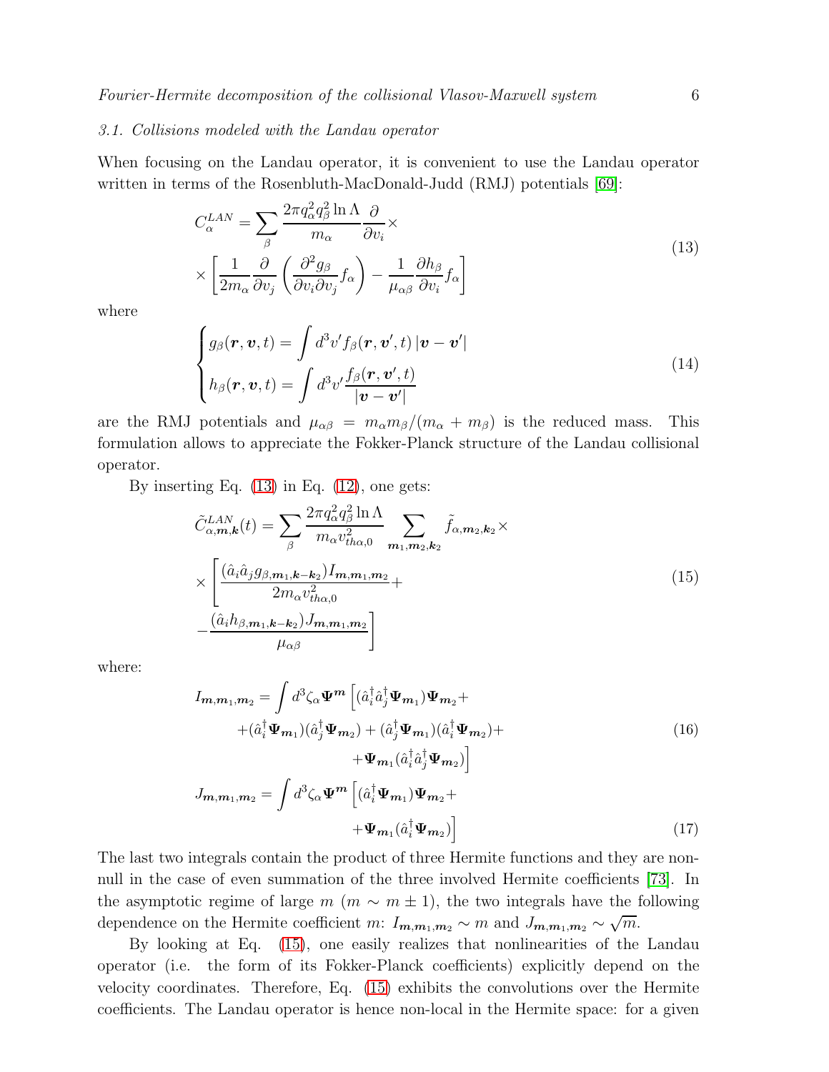### 3.1. Collisions modeled with the Landau operator

When focusing on the Landau operator, it is convenient to use the Landau operator written in terms of the Rosenbluth-MacDonald-Judd (RMJ) potentials [69]:

$$
\begin{aligned}
C_\alpha^{LAN} = \sum_\beta \frac{2\pi q_\alpha^2 q_\beta^2 \ln\Lambda}{m_\alpha}\frac{\partial}{\partial v_i}\times \\
\times\left[\frac{1}{2m_\alpha}\frac{\partial}{\partial v_j}\left(\frac{\partial^2 g_\beta}{\partial v_i \partial v_j} f_\alpha\right) - \frac{1}{\mu_{\alpha\beta}}\frac{\partial h_\beta}{\partial v_i} f_\alpha\right]
\end{aligned}
\tag{13}
$$

where

$$
\begin{cases}
g_\beta(\boldsymbol{r},\boldsymbol{v},t) = \displaystyle\int d^3v' f_\beta(\boldsymbol{r},\boldsymbol{v}',t)\,|\boldsymbol{v}-\boldsymbol{v}'| \\
h_\beta(\boldsymbol{r},\boldsymbol{v},t) = \displaystyle\int d^3v' \frac{f_\beta(\boldsymbol{r},\boldsymbol{v}',t)}{|\boldsymbol{v}-\boldsymbol{v}'|}
\end{cases}
\tag{14}
$$

are the RMJ potentials and $\mu_{\alpha\beta} = m_\alpha m_\beta/(m_\alpha + m_\beta)$ is the reduced mass. This formulation allows to appreciate the Fokker-Planck structure of the Landau collisional operator.

By inserting Eq. (13) in Eq. (12), one gets:

$$
\begin{aligned}
\tilde{C}^{LAN}_{\alpha,\boldsymbol{m},\boldsymbol{k}}(t) = \sum_\beta \frac{2\pi q_\alpha^2 q_\beta^2 \ln\Lambda}{m_\alpha v^2_{th\alpha,0}} \sum_{\boldsymbol{m}_1,\boldsymbol{m}_2,\boldsymbol{k}_2} \tilde{f}_{\alpha,\boldsymbol{m}_2,\boldsymbol{k}_2}\times \\
\times\left[\frac{(\hat{a}_i\hat{a}_j g_{\beta,\boldsymbol{m}_1,\boldsymbol{k}-\boldsymbol{k}_2}) I_{\boldsymbol{m},\boldsymbol{m}_1,\boldsymbol{m}_2}}{2m_\alpha v^2_{th\alpha,0}} + \right. \\
\left. - \frac{(\hat{a}_i h_{\beta,\boldsymbol{m}_1,\boldsymbol{k}-\boldsymbol{k}_2}) J_{\boldsymbol{m},\boldsymbol{m}_1,\boldsymbol{m}_2}}{\mu_{\alpha\beta}}\right]
\end{aligned}
\tag{15}
$$

where:

$$
\begin{aligned}
I_{\boldsymbol{m},\boldsymbol{m}_1,\boldsymbol{m}_2} = \int d^3\zeta_\alpha \boldsymbol{\Psi}^{\boldsymbol{m}}\Big[(\hat{a}_i^\dagger\hat{a}_j^\dagger\boldsymbol{\Psi}_{\boldsymbol{m}_1})\boldsymbol{\Psi}_{\boldsymbol{m}_2} + \\
+(\hat{a}_i^\dagger\boldsymbol{\Psi}_{\boldsymbol{m}_1})(\hat{a}_j^\dagger\boldsymbol{\Psi}_{\boldsymbol{m}_2}) + (\hat{a}_j^\dagger\boldsymbol{\Psi}_{\boldsymbol{m}_1})(\hat{a}_i^\dagger\boldsymbol{\Psi}_{\boldsymbol{m}_2}) + \\
+\boldsymbol{\Psi}_{\boldsymbol{m}_1}(\hat{a}_i^\dagger\hat{a}_j^\dagger\boldsymbol{\Psi}_{\boldsymbol{m}_2})\Big]
\end{aligned}
\tag{16}
$$

$$
\begin{aligned}
J_{\boldsymbol{m},\boldsymbol{m}_1,\boldsymbol{m}_2} = \int d^3\zeta_\alpha \boldsymbol{\Psi}^{\boldsymbol{m}}\Big[(\hat{a}_i^\dagger\boldsymbol{\Psi}_{\boldsymbol{m}_1})\boldsymbol{\Psi}_{\boldsymbol{m}_2} + \\
+\boldsymbol{\Psi}_{\boldsymbol{m}_1}(\hat{a}_i^\dagger\boldsymbol{\Psi}_{\boldsymbol{m}_2})\Big]
\end{aligned}
\tag{17}
$$

The last two integrals contain the product of three Hermite functions and they are non-null in the case of even summation of the three involved Hermite coefficients [73]. In the asymptotic regime of large $m$ ($m \sim m \pm 1$), the two integrals have the following dependence on the Hermite coefficient $m$: $I_{\boldsymbol{m},\boldsymbol{m}_1,\boldsymbol{m}_2} \sim m$ and $J_{\boldsymbol{m},\boldsymbol{m}_1,\boldsymbol{m}_2} \sim \sqrt{m}$.

By looking at Eq. (15), one easily realizes that nonlinearities of the Landau operator (i.e. the form of its Fokker-Planck coefficients) explicitly depend on the velocity coordinates. Therefore, Eq. (15) exhibits the convolutions over the Hermite coefficients. The Landau operator is hence non-local in the Hermite space: for a given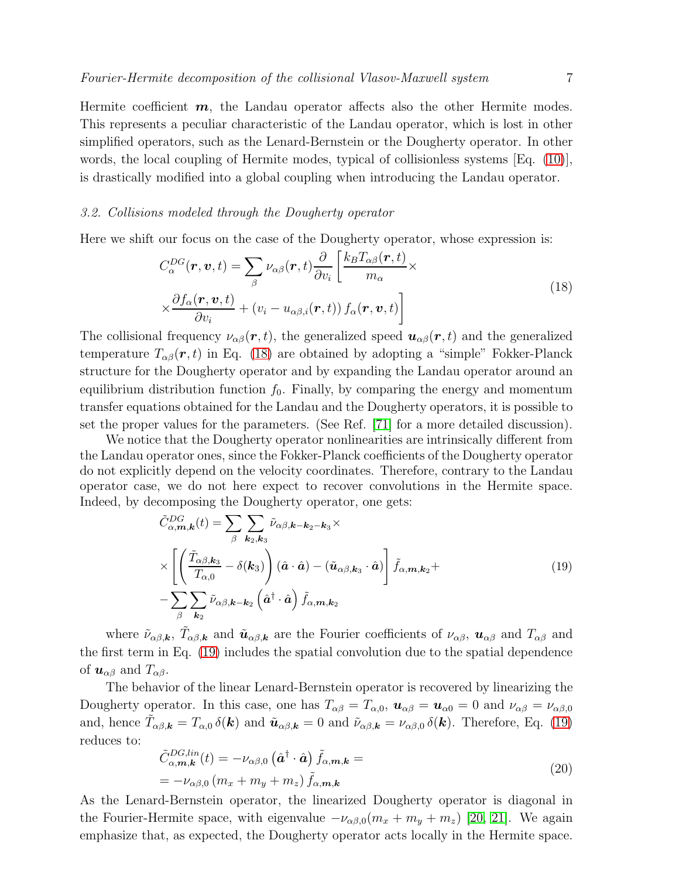Hermite coefficient $\boldsymbol{m}$, the Landau operator affects also the other Hermite modes. This represents a peculiar characteristic of the Landau operator, which is lost in other simplified operators, such as the Lenard-Bernstein or the Dougherty operator. In other words, the local coupling of Hermite modes, typical of collisionless systems [Eq. (10)], is drastically modified into a global coupling when introducing the Landau operator.

### 3.2. Collisions modeled through the Dougherty operator

Here we shift our focus on the case of the Dougherty operator, whose expression is:

$$
\begin{aligned}
C_\alpha^{DG}(\boldsymbol{r},\boldsymbol{v},t) = \sum_\beta \nu_{\alpha\beta}(\boldsymbol{r},t)\frac{\partial}{\partial v_i}\Bigg[&\frac{k_B T_{\alpha\beta}(\boldsymbol{r},t)}{m_\alpha}\times \\
&\times\frac{\partial f_\alpha(\boldsymbol{r},\boldsymbol{v},t)}{\partial v_i} + \left(v_i - u_{\alpha\beta,i}(\boldsymbol{r},t)\right) f_\alpha(\boldsymbol{r},\boldsymbol{v},t)\Bigg]
\end{aligned}
\tag{18}
$$

The collisional frequency $\nu_{\alpha\beta}(\boldsymbol{r},t)$, the generalized speed $\boldsymbol{u}_{\alpha\beta}(\boldsymbol{r},t)$ and the generalized temperature $T_{\alpha\beta}(\boldsymbol{r},t)$ in Eq. (18) are obtained by adopting a "simple" Fokker-Planck structure for the Dougherty operator and by expanding the Landau operator around an equilibrium distribution function $f_0$. Finally, by comparing the energy and momentum transfer equations obtained for the Landau and the Dougherty operators, it is possible to set the proper values for the parameters. (See Ref. [71] for a more detailed discussion).

We notice that the Dougherty operator nonlinearities are intrinsically different from the Landau operator ones, since the Fokker-Planck coefficients of the Dougherty operator do not explicitly depend on the velocity coordinates. Therefore, contrary to the Landau operator case, we do not here expect to recover convolutions in the Hermite space. Indeed, by decomposing the Dougherty operator, one gets:

$$
\begin{aligned}
\tilde{C}^{DG}_{\alpha,\boldsymbol{m},\boldsymbol{k}}(t) = &\sum_\beta \sum_{\boldsymbol{k}_2,\boldsymbol{k}_3} \tilde{\nu}_{\alpha\beta,\boldsymbol{k}-\boldsymbol{k}_2-\boldsymbol{k}_3}\times \\
&\times\left[\left(\frac{\tilde{T}_{\alpha\beta,\boldsymbol{k}_3}}{T_{\alpha,0}} - \delta(\boldsymbol{k}_3)\right)(\hat{\boldsymbol{a}}\cdot\hat{\boldsymbol{a}}) - (\tilde{\boldsymbol{u}}_{\alpha\beta,\boldsymbol{k}_3}\cdot\hat{\boldsymbol{a}})\right]\tilde{f}_{\alpha,\boldsymbol{m},\boldsymbol{k}_2} + \\
&-\sum_\beta\sum_{\boldsymbol{k}_2}\tilde{\nu}_{\alpha\beta,\boldsymbol{k}-\boldsymbol{k}_2}\left(\hat{\boldsymbol{a}}^\dagger\cdot\hat{\boldsymbol{a}}\right)\tilde{f}_{\alpha,\boldsymbol{m},\boldsymbol{k}_2}
\end{aligned}
\tag{19}
$$

where $\tilde{\nu}_{\alpha\beta,\boldsymbol{k}}$, $\tilde{T}_{\alpha\beta,\boldsymbol{k}}$ and $\tilde{\boldsymbol{u}}_{\alpha\beta,\boldsymbol{k}}$ are the Fourier coefficients of $\nu_{\alpha\beta}$, $\boldsymbol{u}_{\alpha\beta}$ and $T_{\alpha\beta}$ and the first term in Eq. (19) includes the spatial convolution due to the spatial dependence of $\boldsymbol{u}_{\alpha\beta}$ and $T_{\alpha\beta}$.

The behavior of the linear Lenard-Bernstein operator is recovered by linearizing the Dougherty operator. In this case, one has $T_{\alpha\beta} = T_{\alpha,0}$, $\boldsymbol{u}_{\alpha\beta} = \boldsymbol{u}_{\alpha 0} = 0$ and $\nu_{\alpha\beta} = \nu_{\alpha\beta,0}$ and, hence $\tilde{T}_{\alpha\beta,\boldsymbol{k}} = T_{\alpha,0}\,\delta(\boldsymbol{k})$ and $\tilde{\boldsymbol{u}}_{\alpha\beta,\boldsymbol{k}} = 0$ and $\tilde{\nu}_{\alpha\beta,\boldsymbol{k}} = \nu_{\alpha\beta,0}\,\delta(\boldsymbol{k})$. Therefore, Eq. (19) reduces to:

$$
\begin{aligned}
\tilde{C}^{DG,lin}_{\alpha,\boldsymbol{m},\boldsymbol{k}}(t) &= -\nu_{\alpha\beta,0}\left(\hat{\boldsymbol{a}}^\dagger\cdot\hat{\boldsymbol{a}}\right)\tilde{f}_{\alpha,\boldsymbol{m},\boldsymbol{k}} = \\
&= -\nu_{\alpha\beta,0}\left(m_x + m_y + m_z\right)\tilde{f}_{\alpha,\boldsymbol{m},\boldsymbol{k}}
\end{aligned}
\tag{20}
$$

As the Lenard-Bernstein operator, the linearized Dougherty operator is diagonal in the Fourier-Hermite space, with eigenvalue $-\nu_{\alpha\beta,0}(m_x + m_y + m_z)$ [20, 21]. We again emphasize that, as expected, the Dougherty operator acts locally in the Hermite space.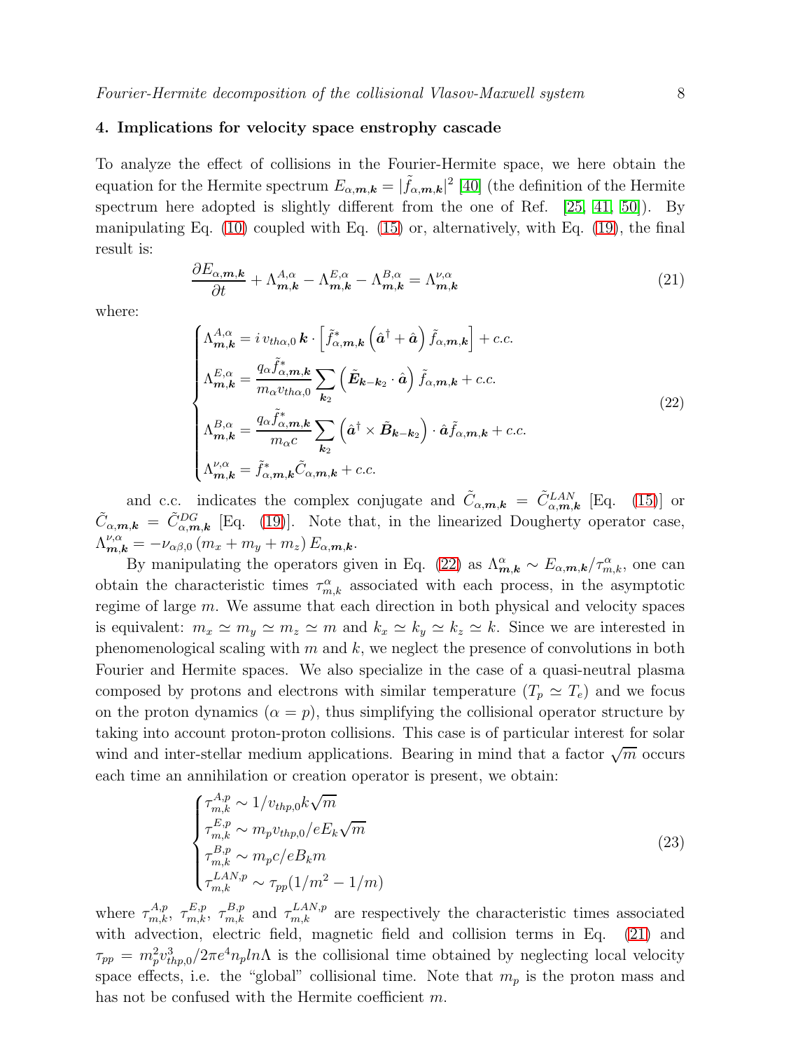## 4. Implications for velocity space enstrophy cascade

To analyze the effect of collisions in the Fourier-Hermite space, we here obtain the equation for the Hermite spectrum $E_{\alpha,\boldsymbol{m},\boldsymbol{k}} = |\tilde{f}_{\alpha,\boldsymbol{m},\boldsymbol{k}}|^2$ [40] (the definition of the Hermite spectrum here adopted is slightly different from the one of Ref. [25, 41, 50]). By manipulating Eq. (10) coupled with Eq. (15) or, alternatively, with Eq. (19), the final result is:

$$
\frac{\partial E_{\alpha,\boldsymbol{m},\boldsymbol{k}}}{\partial t} + \Lambda^{A,\alpha}_{\boldsymbol{m},\boldsymbol{k}} - \Lambda^{E,\alpha}_{\boldsymbol{m},\boldsymbol{k}} - \Lambda^{B,\alpha}_{\boldsymbol{m},\boldsymbol{k}} = \Lambda^{\nu,\alpha}_{\boldsymbol{m},\boldsymbol{k}} \tag{21}
$$

where:

$$
\begin{cases}
\Lambda^{A,\alpha}_{\boldsymbol{m},\boldsymbol{k}} = i\, v_{th\alpha,0}\, \boldsymbol{k} \cdot \left[ \tilde{f}^*_{\alpha,\boldsymbol{m},\boldsymbol{k}} \left( \hat{\boldsymbol{a}}^\dagger + \hat{\boldsymbol{a}} \right) \tilde{f}_{\alpha,\boldsymbol{m},\boldsymbol{k}} \right] + c.c. \\
\Lambda^{E,\alpha}_{\boldsymbol{m},\boldsymbol{k}} = \dfrac{q_\alpha \tilde{f}^*_{\alpha,\boldsymbol{m},\boldsymbol{k}}}{m_\alpha v_{th\alpha,0}} \displaystyle\sum_{\boldsymbol{k}_2} \left( \tilde{\boldsymbol{E}}_{\boldsymbol{k}-\boldsymbol{k}_2} \cdot \hat{\boldsymbol{a}} \right) \tilde{f}_{\alpha,\boldsymbol{m},\boldsymbol{k}} + c.c. \\
\Lambda^{B,\alpha}_{\boldsymbol{m},\boldsymbol{k}} = \dfrac{q_\alpha \tilde{f}^*_{\alpha,\boldsymbol{m},\boldsymbol{k}}}{m_\alpha c} \displaystyle\sum_{\boldsymbol{k}_2} \left( \hat{\boldsymbol{a}}^\dagger \times \tilde{\boldsymbol{B}}_{\boldsymbol{k}-\boldsymbol{k}_2} \right) \cdot \hat{\boldsymbol{a}} \tilde{f}_{\alpha,\boldsymbol{m},\boldsymbol{k}} + c.c. \\
\Lambda^{\nu,\alpha}_{\boldsymbol{m},\boldsymbol{k}} = \tilde{f}^*_{\alpha,\boldsymbol{m},\boldsymbol{k}} \tilde{C}_{\alpha,\boldsymbol{m},\boldsymbol{k}} + c.c.
\end{cases} \tag{22}
$$

and c.c. indicates the complex conjugate and $\tilde{C}_{\alpha,\boldsymbol{m},\boldsymbol{k}} = \tilde{C}^{LAN}_{\alpha,\boldsymbol{m},\boldsymbol{k}}$ [Eq. (15)] or $\tilde{C}_{\alpha,\boldsymbol{m},\boldsymbol{k}} = \tilde{C}^{DG}_{\alpha,\boldsymbol{m},\boldsymbol{k}}$ [Eq. (19)]. Note that, in the linearized Dougherty operator case, $\Lambda^{\nu,\alpha}_{\boldsymbol{m},\boldsymbol{k}} = -\nu_{\alpha\beta,0} \left( m_x + m_y + m_z \right) E_{\alpha,\boldsymbol{m},\boldsymbol{k}}$.

By manipulating the operators given in Eq. (22) as $\Lambda^{\alpha}_{\boldsymbol{m},\boldsymbol{k}} \sim E_{\alpha,\boldsymbol{m},\boldsymbol{k}}/\tau^{\alpha}_{m,k}$, one can obtain the characteristic times $\tau^{\alpha}_{m,k}$ associated with each process, in the asymptotic regime of large $m$. We assume that each direction in both physical and velocity spaces is equivalent: $m_x \simeq m_y \simeq m_z \simeq m$ and $k_x \simeq k_y \simeq k_z \simeq k$. Since we are interested in phenomenological scaling with $m$ and $k$, we neglect the presence of convolutions in both Fourier and Hermite spaces. We also specialize in the case of a quasi-neutral plasma composed by protons and electrons with similar temperature ($T_p \simeq T_e$) and we focus on the proton dynamics ($\alpha = p$), thus simplifying the collisional operator structure by taking into account proton-proton collisions. This case is of particular interest for solar wind and inter-stellar medium applications. Bearing in mind that a factor $\sqrt{m}$ occurs each time an annihilation or creation operator is present, we obtain:

$$
\begin{cases}
\tau^{A,p}_{m,k} \sim 1/v_{thp,0} k \sqrt{m} \\
\tau^{E,p}_{m,k} \sim m_p v_{thp,0}/e E_k \sqrt{m} \\
\tau^{B,p}_{m,k} \sim m_p c/e B_k m \\
\tau^{LAN,p}_{m,k} \sim \tau_{pp}(1/m^2 - 1/m)
\end{cases} \tag{23}
$$

where $\tau^{A,p}_{m,k}$, $\tau^{E,p}_{m,k}$, $\tau^{B,p}_{m,k}$ and $\tau^{LAN,p}_{m,k}$ are respectively the characteristic times associated with advection, electric field, magnetic field and collision terms in Eq. (21) and $\tau_{pp} = m_p^2 v^3_{thp,0}/2\pi e^4 n_p ln\Lambda$ is the collisional time obtained by neglecting local velocity space effects, i.e. the "global" collisional time. Note that $m_p$ is the proton mass and has not be confused with the Hermite coefficient $m$.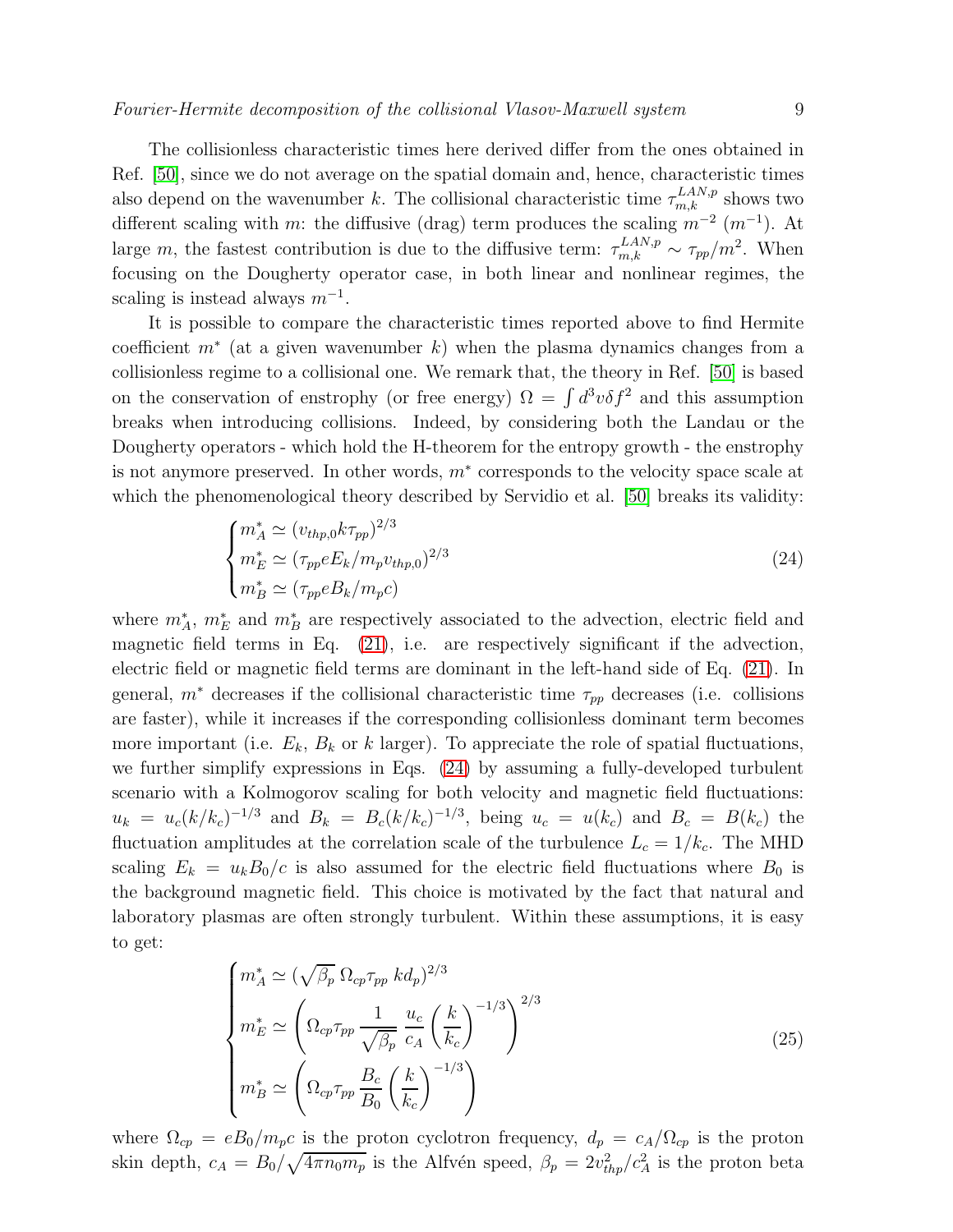The collisionless characteristic times here derived differ from the ones obtained in Ref. [50], since we do not average on the spatial domain and, hence, characteristic times also depend on the wavenumber $k$. The collisional characteristic time $\tau_{m,k}^{LAN,p}$ shows two different scaling with $m$: the diffusive (drag) term produces the scaling $m^{-2}$ ($m^{-1}$). At large $m$, the fastest contribution is due to the diffusive term: $\tau_{m,k}^{LAN,p} \sim \tau_{pp}/m^2$. When focusing on the Dougherty operator case, in both linear and nonlinear regimes, the scaling is instead always $m^{-1}$.

It is possible to compare the characteristic times reported above to find Hermite coefficient $m^*$ (at a given wavenumber $k$) when the plasma dynamics changes from a collisionless regime to a collisional one. We remark that, the theory in Ref. [50] is based on the conservation of enstrophy (or free energy) $\Omega = \int d^3v \delta f^2$ and this assumption breaks when introducing collisions. Indeed, by considering both the Landau or the Dougherty operators - which hold the H-theorem for the entropy growth - the enstrophy is not anymore preserved. In other words, $m^*$ corresponds to the velocity space scale at which the phenomenological theory described by Servidio et al. [50] breaks its validity:

$$
\begin{cases}
m_A^* \simeq (v_{thp,0} k \tau_{pp})^{2/3} \\
m_E^* \simeq (\tau_{pp} e E_k / m_p v_{thp,0})^{2/3} \\
m_B^* \simeq (\tau_{pp} e B_k / m_p c)
\end{cases}
\tag{24}
$$

where $m_A^*$, $m_E^*$ and $m_B^*$ are respectively associated to the advection, electric field and magnetic field terms in Eq. (21), i.e. are respectively significant if the advection, electric field or magnetic field terms are dominant in the left-hand side of Eq. (21). In general, $m^*$ decreases if the collisional characteristic time $\tau_{pp}$ decreases (i.e. collisions are faster), while it increases if the corresponding collisionless dominant term becomes more important (i.e. $E_k$, $B_k$ or $k$ larger). To appreciate the role of spatial fluctuations, we further simplify expressions in Eqs. (24) by assuming a fully-developed turbulent scenario with a Kolmogorov scaling for both velocity and magnetic field fluctuations: $u_k = u_c(k/k_c)^{-1/3}$ and $B_k = B_c(k/k_c)^{-1/3}$, being $u_c = u(k_c)$ and $B_c = B(k_c)$ the fluctuation amplitudes at the correlation scale of the turbulence $L_c = 1/k_c$. The MHD scaling $E_k = u_k B_0/c$ is also assumed for the electric field fluctuations where $B_0$ is the background magnetic field. This choice is motivated by the fact that natural and laboratory plasmas are often strongly turbulent. Within these assumptions, it is easy to get:

$$
\begin{cases}
m_A^* \simeq (\sqrt{\beta_p}\, \Omega_{cp} \tau_{pp}\, k d_p)^{2/3} \\
m_E^* \simeq \left( \Omega_{cp} \tau_{pp} \dfrac{1}{\sqrt{\beta_p}} \dfrac{u_c}{c_A} \left( \dfrac{k}{k_c} \right)^{-1/3} \right)^{2/3} \\
m_B^* \simeq \left( \Omega_{cp} \tau_{pp} \dfrac{B_c}{B_0} \left( \dfrac{k}{k_c} \right)^{-1/3} \right)
\end{cases}
\tag{25}
$$

where $\Omega_{cp} = eB_0/m_p c$ is the proton cyclotron frequency, $d_p = c_A/\Omega_{cp}$ is the proton skin depth, $c_A = B_0/\sqrt{4\pi n_0 m_p}$ is the Alfvén speed, $\beta_p = 2v_{thp}^2/c_A^2$ is the proton beta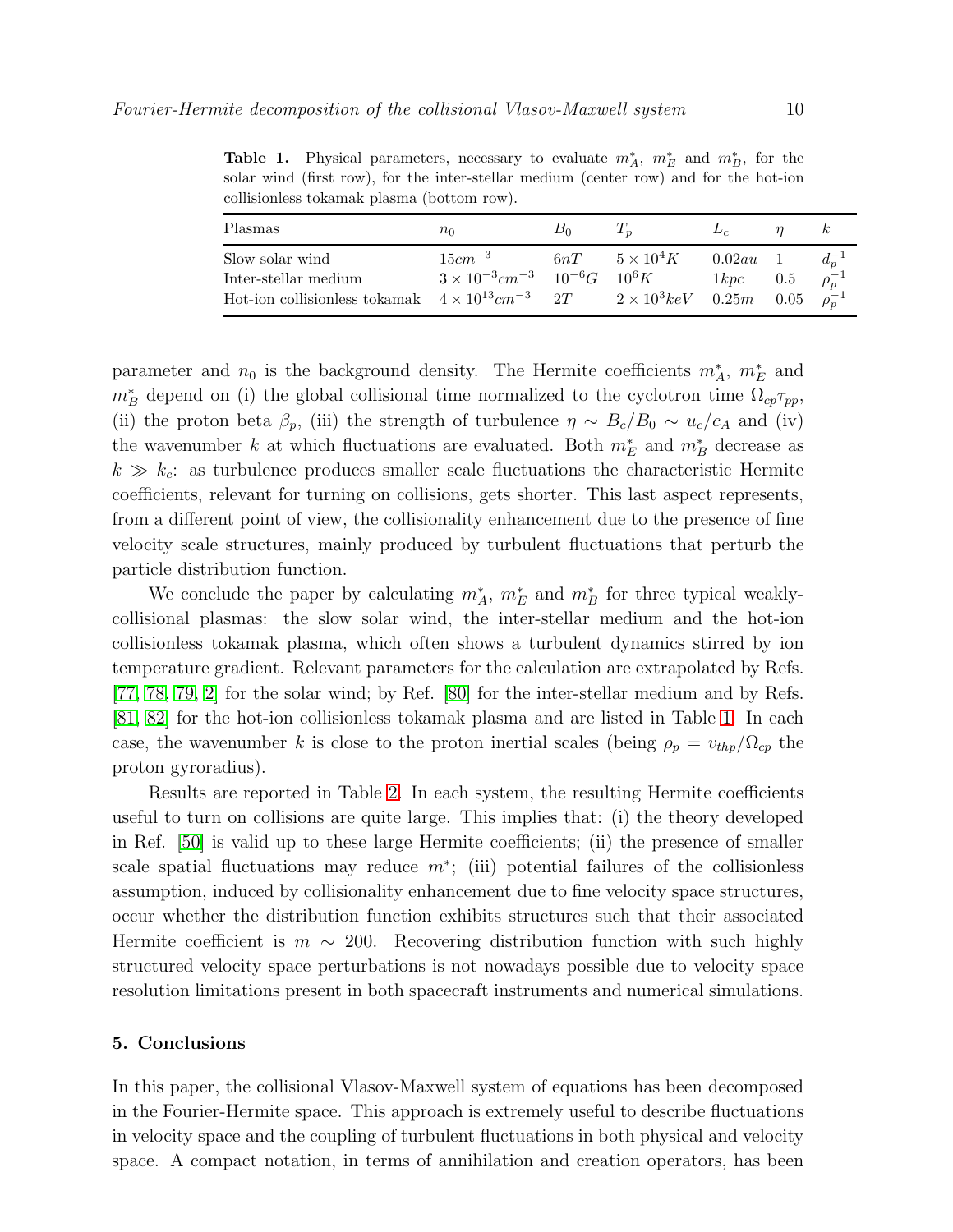**Table 1.** Physical parameters, necessary to evaluate $m_A^*$, $m_E^*$ and $m_B^*$, for the solar wind (first row), for the inter-stellar medium (center row) and for the hot-ion collisionless tokamak plasma (bottom row).

| Plasmas | $n_0$ | $B_0$ | $T_p$ | $L_c$ | $\eta$ | $k$ |
|---|---|---|---|---|---|---|
| Slow solar wind | $15cm^{-3}$ | $6nT$ | $5 \times 10^4 K$ | $0.02au$ | 1 | $d_p^{-1}$ |
| Inter-stellar medium | $3 \times 10^{-3} cm^{-3}$ | $10^{-6}G$ | $10^6 K$ | $1kpc$ | 0.5 | $\rho_p^{-1}$ |
| Hot-ion collisionless tokamak | $4 \times 10^{13} cm^{-3}$ | $2T$ | $2 \times 10^3 keV$ | $0.25m$ | 0.05 | $\rho_p^{-1}$ |

parameter and $n_0$ is the background density. The Hermite coefficients $m_A^*$, $m_E^*$ and $m_B^*$ depend on (i) the global collisional time normalized to the cyclotron time $\Omega_{cp}\tau_{pp}$, (ii) the proton beta $\beta_p$, (iii) the strength of turbulence $\eta \sim B_c/B_0 \sim u_c/c_A$ and (iv) the wavenumber $k$ at which fluctuations are evaluated. Both $m_E^*$ and $m_B^*$ decrease as $k \gg k_c$: as turbulence produces smaller scale fluctuations the characteristic Hermite coefficients, relevant for turning on collisions, gets shorter. This last aspect represents, from a different point of view, the collisionality enhancement due to the presence of fine velocity scale structures, mainly produced by turbulent fluctuations that perturb the particle distribution function.

We conclude the paper by calculating $m_A^*$, $m_E^*$ and $m_B^*$ for three typical weakly-collisional plasmas: the slow solar wind, the inter-stellar medium and the hot-ion collisionless tokamak plasma, which often shows a turbulent dynamics stirred by ion temperature gradient. Relevant parameters for the calculation are extrapolated by Refs. [77, 78, 79, 2] for the solar wind; by Ref. [80] for the inter-stellar medium and by Refs. [81, 82] for the hot-ion collisionless tokamak plasma and are listed in Table 1. In each case, the wavenumber $k$ is close to the proton inertial scales (being $\rho_p = v_{thp}/\Omega_{cp}$ the proton gyroradius).

Results are reported in Table 2. In each system, the resulting Hermite coefficients useful to turn on collisions are quite large. This implies that: (i) the theory developed in Ref. [50] is valid up to these large Hermite coefficients; (ii) the presence of smaller scale spatial fluctuations may reduce $m^*$; (iii) potential failures of the collisionless assumption, induced by collisionality enhancement due to fine velocity space structures, occur whether the distribution function exhibits structures such that their associated Hermite coefficient is $m \sim 200$. Recovering distribution function with such highly structured velocity space perturbations is not nowadays possible due to velocity space resolution limitations present in both spacecraft instruments and numerical simulations.

## 5. Conclusions

In this paper, the collisional Vlasov-Maxwell system of equations has been decomposed in the Fourier-Hermite space. This approach is extremely useful to describe fluctuations in velocity space and the coupling of turbulent fluctuations in both physical and velocity space. A compact notation, in terms of annihilation and creation operators, has been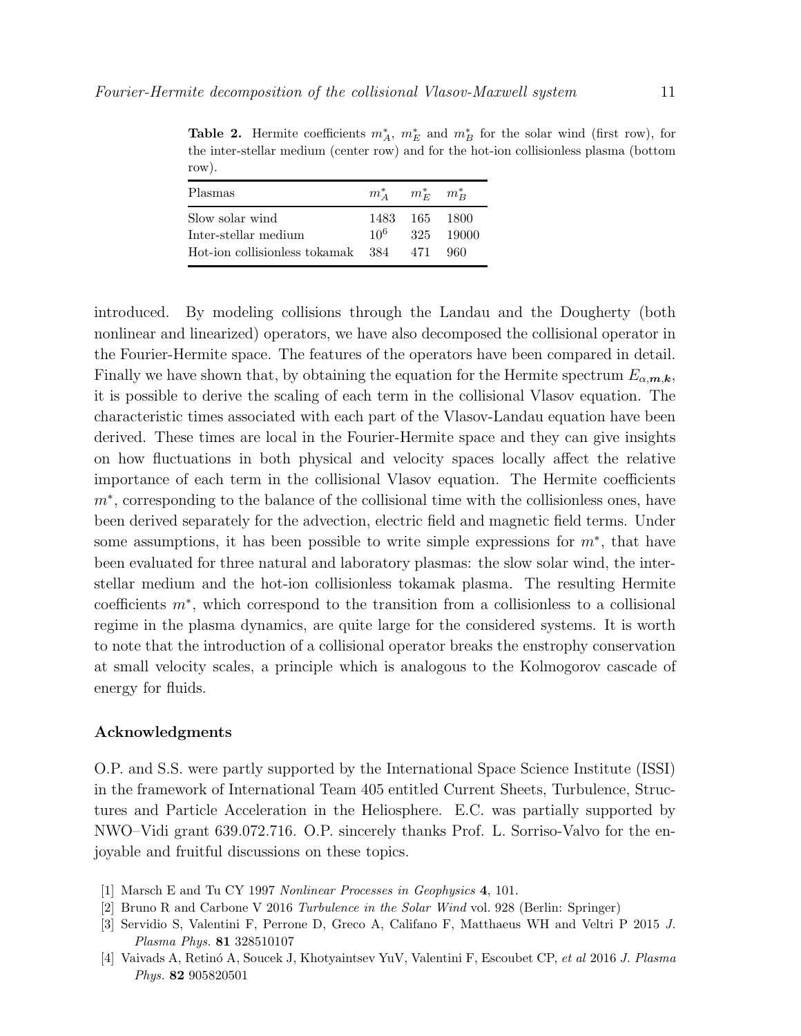**Table 2.** Hermite coefficients $m_A^*$, $m_E^*$ and $m_B^*$ for the solar wind (first row), for the inter-stellar medium (center row) and for the hot-ion collisionless plasma (bottom row).

| Plasmas | $m_A^*$ | $m_E^*$ | $m_B^*$ |
|---|---|---|---|
| Slow solar wind | 1483 | 165 | 1800 |
| Inter-stellar medium | $10^6$ | 325 | 19000 |
| Hot-ion collisionless tokamak | 384 | 471 | 960 |

introduced. By modeling collisions through the Landau and the Dougherty (both nonlinear and linearized) operators, we have also decomposed the collisional operator in the Fourier-Hermite space. The features of the operators have been compared in detail. Finally we have shown that, by obtaining the equation for the Hermite spectrum $E_{\alpha,\boldsymbol{m},\boldsymbol{k}}$, it is possible to derive the scaling of each term in the collisional Vlasov equation. The characteristic times associated with each part of the Vlasov-Landau equation have been derived. These times are local in the Fourier-Hermite space and they can give insights on how fluctuations in both physical and velocity spaces locally affect the relative importance of each term in the collisional Vlasov equation. The Hermite coefficients $m^*$, corresponding to the balance of the collisional time with the collisionless ones, have been derived separately for the advection, electric field and magnetic field terms. Under some assumptions, it has been possible to write simple expressions for $m^*$, that have been evaluated for three natural and laboratory plasmas: the slow solar wind, the inter-stellar medium and the hot-ion collisionless tokamak plasma. The resulting Hermite coefficients $m^*$, which correspond to the transition from a collisionless to a collisional regime in the plasma dynamics, are quite large for the considered systems. It is worth to note that the introduction of a collisional operator breaks the enstrophy conservation at small velocity scales, a principle which is analogous to the Kolmogorov cascade of energy for fluids.

## Acknowledgments

O.P. and S.S. were partly supported by the International Space Science Institute (ISSI) in the framework of International Team 405 entitled Current Sheets, Turbulence, Structures and Particle Acceleration in the Heliosphere. E.C. was partially supported by NWO–Vidi grant 639.072.716. O.P. sincerely thanks Prof. L. Sorriso-Valvo for the enjoyable and fruitful discussions on these topics.

[1] Marsch E and Tu CY 1997 *Nonlinear Processes in Geophysics* **4**, 101.

[2] Bruno R and Carbone V 2016 *Turbulence in the Solar Wind* vol. 928 (Berlin: Springer)

[3] Servidio S, Valentini F, Perrone D, Greco A, Califano F, Matthaeus WH and Veltri P 2015 *J. Plasma Phys.* **81** 328510107

[4] Vaivads A, Retinó A, Soucek J, Khotyaintsev YuV, Valentini F, Escoubet CP, *et al* 2016 *J. Plasma Phys.* **82** 905820501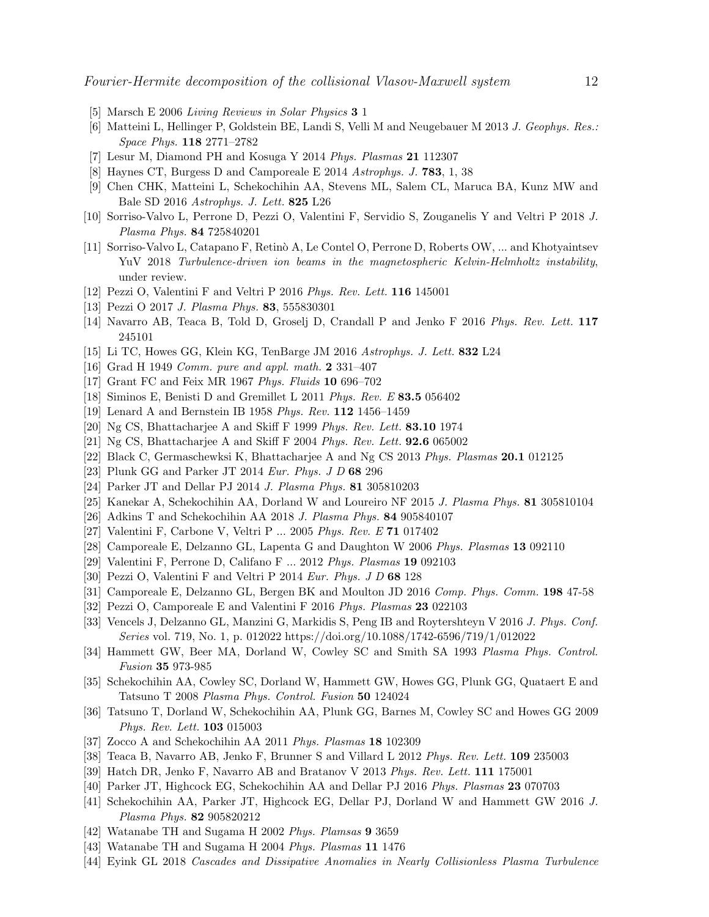[5] Marsch E 2006 *Living Reviews in Solar Physics* **3** 1

[6] Matteini L, Hellinger P, Goldstein BE, Landi S, Velli M and Neugebauer M 2013 *J. Geophys. Res.: Space Phys.* **118** 2771–2782

[7] Lesur M, Diamond PH and Kosuga Y 2014 *Phys. Plasmas* **21** 112307

[8] Haynes CT, Burgess D and Camporeale E 2014 *Astrophys. J.* **783**, 1, 38

[9] Chen CHK, Matteini L, Schekochihin AA, Stevens ML, Salem CL, Maruca BA, Kunz MW and Bale SD 2016 *Astrophys. J. Lett.* **825** L26

[10] Sorriso-Valvo L, Perrone D, Pezzi O, Valentini F, Servidio S, Zouganelis Y and Veltri P 2018 *J. Plasma Phys.* **84** 725840201

[11] Sorriso-Valvo L, Catapano F, Retinò A, Le Contel O, Perrone D, Roberts OW, ... and Khotyaintsev YuV 2018 *Turbulence-driven ion beams in the magnetospheric Kelvin-Helmholtz instability*, under review.

[12] Pezzi O, Valentini F and Veltri P 2016 *Phys. Rev. Lett.* **116** 145001

[13] Pezzi O 2017 *J. Plasma Phys.* **83**, 555830301

[14] Navarro AB, Teaca B, Told D, Groselj D, Crandall P and Jenko F 2016 *Phys. Rev. Lett.* **117** 245101

[15] Li TC, Howes GG, Klein KG, TenBarge JM 2016 *Astrophys. J. Lett.* **832** L24

[16] Grad H 1949 *Comm. pure and appl. math.* **2** 331–407

[17] Grant FC and Feix MR 1967 *Phys. Fluids* **10** 696–702

[18] Siminos E, Benisti D and Gremillet L 2011 *Phys. Rev. E* **83.5** 056402

[19] Lenard A and Bernstein IB 1958 *Phys. Rev.* **112** 1456–1459

[20] Ng CS, Bhattacharjee A and Skiff F 1999 *Phys. Rev. Lett.* **83.10** 1974

[21] Ng CS, Bhattacharjee A and Skiff F 2004 *Phys. Rev. Lett.* **92.6** 065002

[22] Black C, Germaschewksi K, Bhattacharjee A and Ng CS 2013 *Phys. Plasmas* **20.1** 012125

[23] Plunk GG and Parker JT 2014 *Eur. Phys. J D* **68** 296

[24] Parker JT and Dellar PJ 2014 *J. Plasma Phys.* **81** 305810203

[25] Kanekar A, Schekochihin AA, Dorland W and Loureiro NF 2015 *J. Plasma Phys.* **81** 305810104

[26] Adkins T and Schekochihin AA 2018 *J. Plasma Phys.* **84** 905840107

[27] Valentini F, Carbone V, Veltri P ... 2005 *Phys. Rev. E* **71** 017402

[28] Camporeale E, Delzanno GL, Lapenta G and Daughton W 2006 *Phys. Plasmas* **13** 092110

[29] Valentini F, Perrone D, Califano F ... 2012 *Phys. Plasmas* **19** 092103

[30] Pezzi O, Valentini F and Veltri P 2014 *Eur. Phys. J D* **68** 128

[31] Camporeale E, Delzanno GL, Bergen BK and Moulton JD 2016 *Comp. Phys. Comm.* **198** 47-58

[32] Pezzi O, Camporeale E and Valentini F 2016 *Phys. Plasmas* **23** 022103

[33] Vencels J, Delzanno GL, Manzini G, Markidis S, Peng IB and Roytershteyn V 2016 *J. Phys. Conf. Series* vol. 719, No. 1, p. 012022 https://doi.org/10.1088/1742-6596/719/1/012022

[34] Hammett GW, Beer MA, Dorland W, Cowley SC and Smith SA 1993 *Plasma Phys. Control. Fusion* **35** 973-985

[35] Schekochihin AA, Cowley SC, Dorland W, Hammett GW, Howes GG, Plunk GG, Quataert E and Tatsuno T 2008 *Plasma Phys. Control. Fusion* **50** 124024

[36] Tatsuno T, Dorland W, Schekochihin AA, Plunk GG, Barnes M, Cowley SC and Howes GG 2009 *Phys. Rev. Lett.* **103** 015003

[37] Zocco A and Schekochihin AA 2011 *Phys. Plasmas* **18** 102309

[38] Teaca B, Navarro AB, Jenko F, Brunner S and Villard L 2012 *Phys. Rev. Lett.* **109** 235003

[39] Hatch DR, Jenko F, Navarro AB and Bratanov V 2013 *Phys. Rev. Lett.* **111** 175001

[40] Parker JT, Highcock EG, Schekochihin AA and Dellar PJ 2016 *Phys. Plasmas* **23** 070703

[41] Schekochihin AA, Parker JT, Highcock EG, Dellar PJ, Dorland W and Hammett GW 2016 *J. Plasma Phys.* **82** 905820212

[42] Watanabe TH and Sugama H 2002 *Phys. Plamsas* **9** 3659

[43] Watanabe TH and Sugama H 2004 *Phys. Plasmas* **11** 1476

[44] Eyink GL 2018 *Cascades and Dissipative Anomalies in Nearly Collisionless Plasma Turbulence*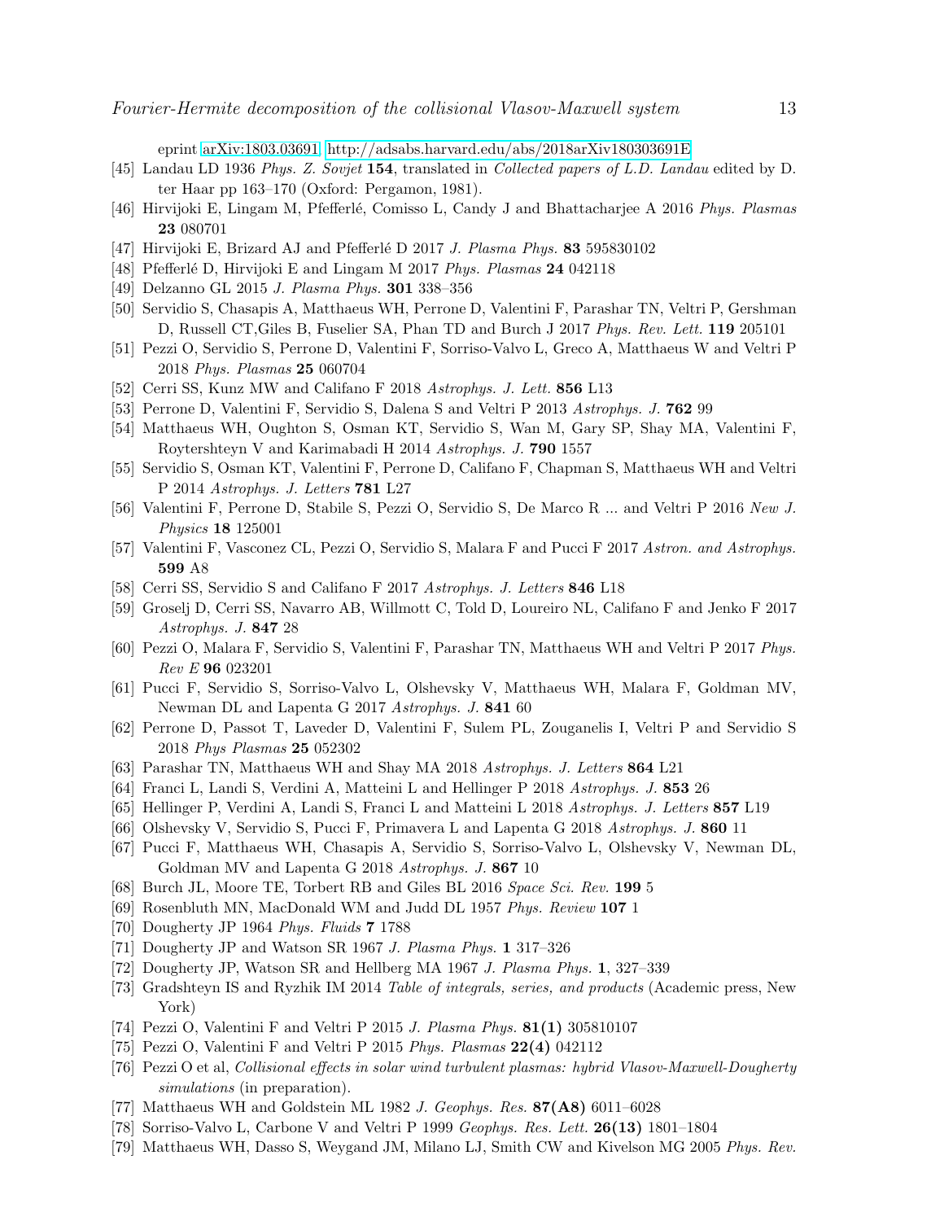eprint arXiv:1803.03691 http://adsabs.harvard.edu/abs/2018arXiv180303691E

[45] Landau LD 1936 *Phys. Z. Sovjet* **154**, translated in *Collected papers of L.D. Landau* edited by D. ter Haar pp 163–170 (Oxford: Pergamon, 1981).

[46] Hirvijoki E, Lingam M, Pfefferlé, Comisso L, Candy J and Bhattacharjee A 2016 *Phys. Plasmas* **23** 080701

[47] Hirvijoki E, Brizard AJ and Pfefferlé D 2017 *J. Plasma Phys.* **83** 595830102

[48] Pfefferlé D, Hirvijoki E and Lingam M 2017 *Phys. Plasmas* **24** 042118

[49] Delzanno GL 2015 *J. Plasma Phys.* **301** 338–356

[50] Servidio S, Chasapis A, Matthaeus WH, Perrone D, Valentini F, Parashar TN, Veltri P, Gershman D, Russell CT,Giles B, Fuselier SA, Phan TD and Burch J 2017 *Phys. Rev. Lett.* **119** 205101

[51] Pezzi O, Servidio S, Perrone D, Valentini F, Sorriso-Valvo L, Greco A, Matthaeus W and Veltri P 2018 *Phys. Plasmas* **25** 060704

[52] Cerri SS, Kunz MW and Califano F 2018 *Astrophys. J. Lett.* **856** L13

[53] Perrone D, Valentini F, Servidio S, Dalena S and Veltri P 2013 *Astrophys. J.* **762** 99

[54] Matthaeus WH, Oughton S, Osman KT, Servidio S, Wan M, Gary SP, Shay MA, Valentini F, Roytershteyn V and Karimabadi H 2014 *Astrophys. J.* **790** 1557

[55] Servidio S, Osman KT, Valentini F, Perrone D, Califano F, Chapman S, Matthaeus WH and Veltri P 2014 *Astrophys. J. Letters* **781** L27

[56] Valentini F, Perrone D, Stabile S, Pezzi O, Servidio S, De Marco R ... and Veltri P 2016 *New J. Physics* **18** 125001

[57] Valentini F, Vasconez CL, Pezzi O, Servidio S, Malara F and Pucci F 2017 *Astron. and Astrophys.* **599** A8

[58] Cerri SS, Servidio S and Califano F 2017 *Astrophys. J. Letters* **846** L18

[59] Groselj D, Cerri SS, Navarro AB, Willmott C, Told D, Loureiro NL, Califano F and Jenko F 2017 *Astrophys. J.* **847** 28

[60] Pezzi O, Malara F, Servidio S, Valentini F, Parashar TN, Matthaeus WH and Veltri P 2017 *Phys. Rev E* **96** 023201

[61] Pucci F, Servidio S, Sorriso-Valvo L, Olshevsky V, Matthaeus WH, Malara F, Goldman MV, Newman DL and Lapenta G 2017 *Astrophys. J.* **841** 60

[62] Perrone D, Passot T, Laveder D, Valentini F, Sulem PL, Zouganelis I, Veltri P and Servidio S 2018 *Phys Plasmas* **25** 052302

[63] Parashar TN, Matthaeus WH and Shay MA 2018 *Astrophys. J. Letters* **864** L21

[64] Franci L, Landi S, Verdini A, Matteini L and Hellinger P 2018 *Astrophys. J.* **853** 26

[65] Hellinger P, Verdini A, Landi S, Franci L and Matteini L 2018 *Astrophys. J. Letters* **857** L19

[66] Olshevsky V, Servidio S, Pucci F, Primavera L and Lapenta G 2018 *Astrophys. J.* **860** 11

[67] Pucci F, Matthaeus WH, Chasapis A, Servidio S, Sorriso-Valvo L, Olshevsky V, Newman DL, Goldman MV and Lapenta G 2018 *Astrophys. J.* **867** 10

[68] Burch JL, Moore TE, Torbert RB and Giles BL 2016 *Space Sci. Rev.* **199** 5

[69] Rosenbluth MN, MacDonald WM and Judd DL 1957 *Phys. Review* **107** 1

[70] Dougherty JP 1964 *Phys. Fluids* **7** 1788

[71] Dougherty JP and Watson SR 1967 *J. Plasma Phys.* **1** 317–326

[72] Dougherty JP, Watson SR and Hellberg MA 1967 *J. Plasma Phys.* **1**, 327–339

[73] Gradshteyn IS and Ryzhik IM 2014 *Table of integrals, series, and products* (Academic press, New York)

[74] Pezzi O, Valentini F and Veltri P 2015 *J. Plasma Phys.* **81(1)** 305810107

[75] Pezzi O, Valentini F and Veltri P 2015 *Phys. Plasmas* **22(4)** 042112

[76] Pezzi O et al, *Collisional effects in solar wind turbulent plasmas: hybrid Vlasov-Maxwell-Dougherty simulations* (in preparation).

[77] Matthaeus WH and Goldstein ML 1982 *J. Geophys. Res.* **87(A8)** 6011–6028

[78] Sorriso-Valvo L, Carbone V and Veltri P 1999 *Geophys. Res. Lett.* **26(13)** 1801–1804

[79] Matthaeus WH, Dasso S, Weygand JM, Milano LJ, Smith CW and Kivelson MG 2005 *Phys. Rev.*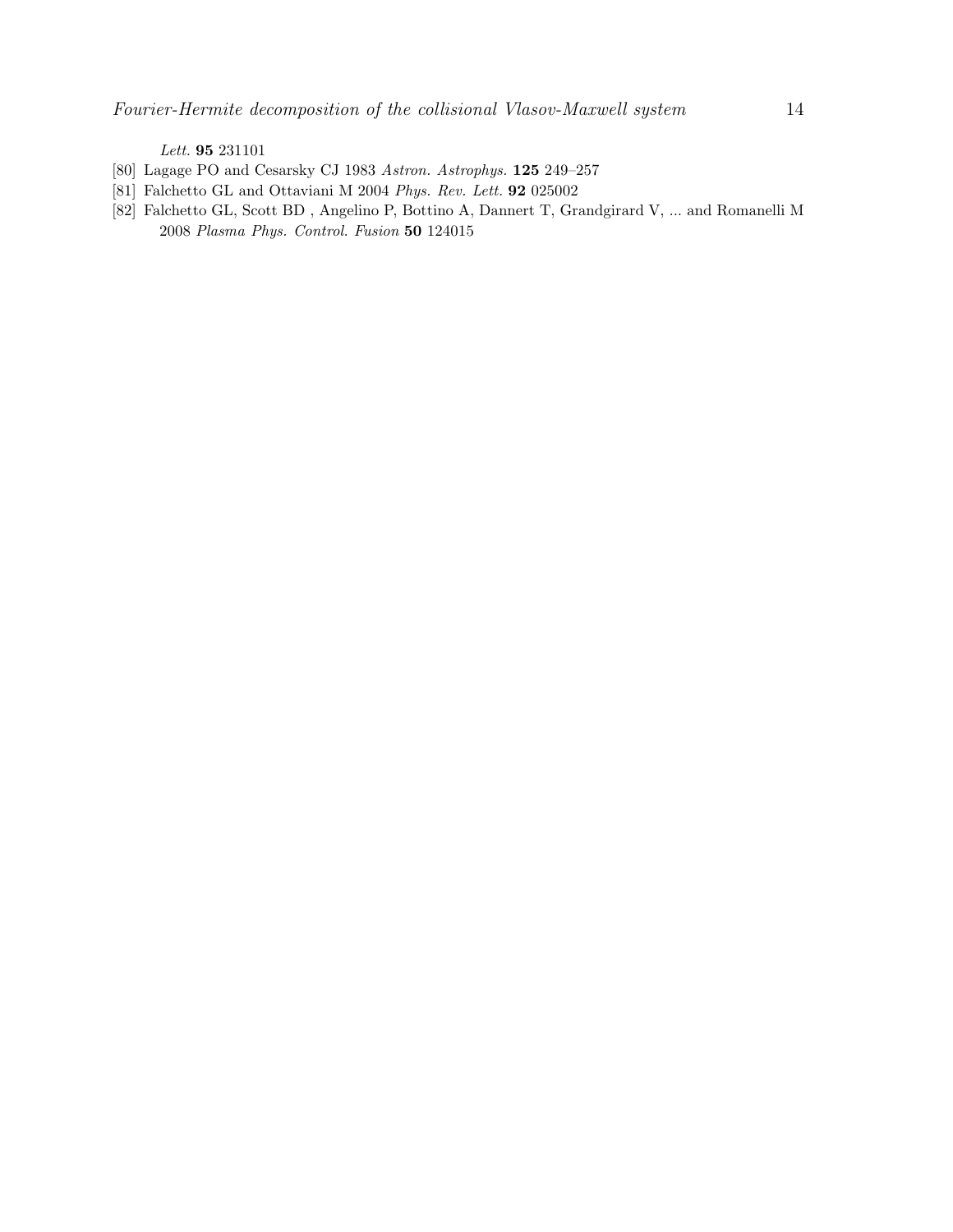*Lett.* **95** 231101

[80] Lagage PO and Cesarsky CJ 1983 *Astron. Astrophys.* **125** 249–257

[81] Falchetto GL and Ottaviani M 2004 *Phys. Rev. Lett.* **92** 025002

[82] Falchetto GL, Scott BD , Angelino P, Bottino A, Dannert T, Grandgirard V, ... and Romanelli M 2008 *Plasma Phys. Control. Fusion* **50** 124015